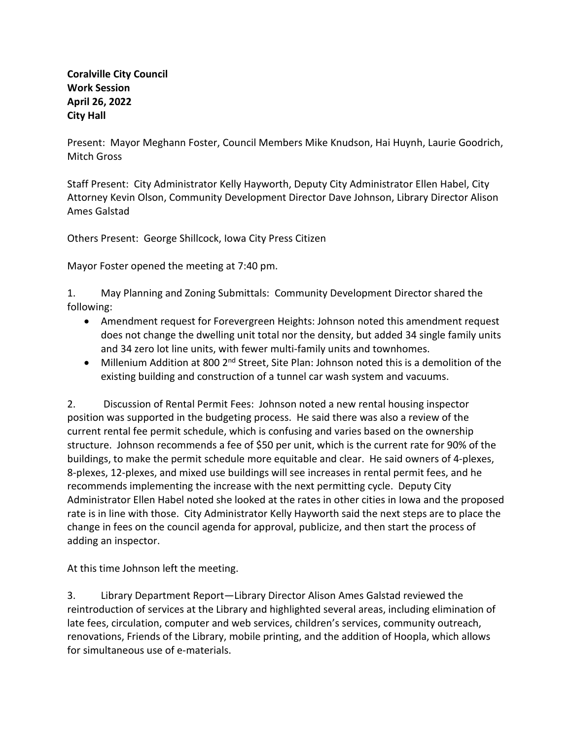**Coralville City Council**
**Work Session**
**April 26, 2022**
**City Hall**

Present: Mayor Meghann Foster, Council Members Mike Knudson, Hai Huynh, Laurie Goodrich, Mitch Gross

Staff Present: City Administrator Kelly Hayworth, Deputy City Administrator Ellen Habel, City Attorney Kevin Olson, Community Development Director Dave Johnson, Library Director Alison Ames Galstad

Others Present: George Shillcock, Iowa City Press Citizen

Mayor Foster opened the meeting at 7:40 pm.

1. May Planning and Zoning Submittals: Community Development Director shared the following:
   - Amendment request for Forevergreen Heights: Johnson noted this amendment request does not change the dwelling unit total nor the density, but added 34 single family units and 34 zero lot line units, with fewer multi-family units and townhomes.
   - Millenium Addition at 800 2nd Street, Site Plan: Johnson noted this is a demolition of the existing building and construction of a tunnel car wash system and vacuums.

2. Discussion of Rental Permit Fees: Johnson noted a new rental housing inspector position was supported in the budgeting process. He said there was also a review of the current rental fee permit schedule, which is confusing and varies based on the ownership structure. Johnson recommends a fee of $50 per unit, which is the current rate for 90% of the buildings, to make the permit schedule more equitable and clear. He said owners of 4-plexes, 8-plexes, 12-plexes, and mixed use buildings will see increases in rental permit fees, and he recommends implementing the increase with the next permitting cycle. Deputy City Administrator Ellen Habel noted she looked at the rates in other cities in Iowa and the proposed rate is in line with those. City Administrator Kelly Hayworth said the next steps are to place the change in fees on the council agenda for approval, publicize, and then start the process of adding an inspector.

At this time Johnson left the meeting.

3. Library Department Report—Library Director Alison Ames Galstad reviewed the reintroduction of services at the Library and highlighted several areas, including elimination of late fees, circulation, computer and web services, children's services, community outreach, renovations, Friends of the Library, mobile printing, and the addition of Hoopla, which allows for simultaneous use of e-materials.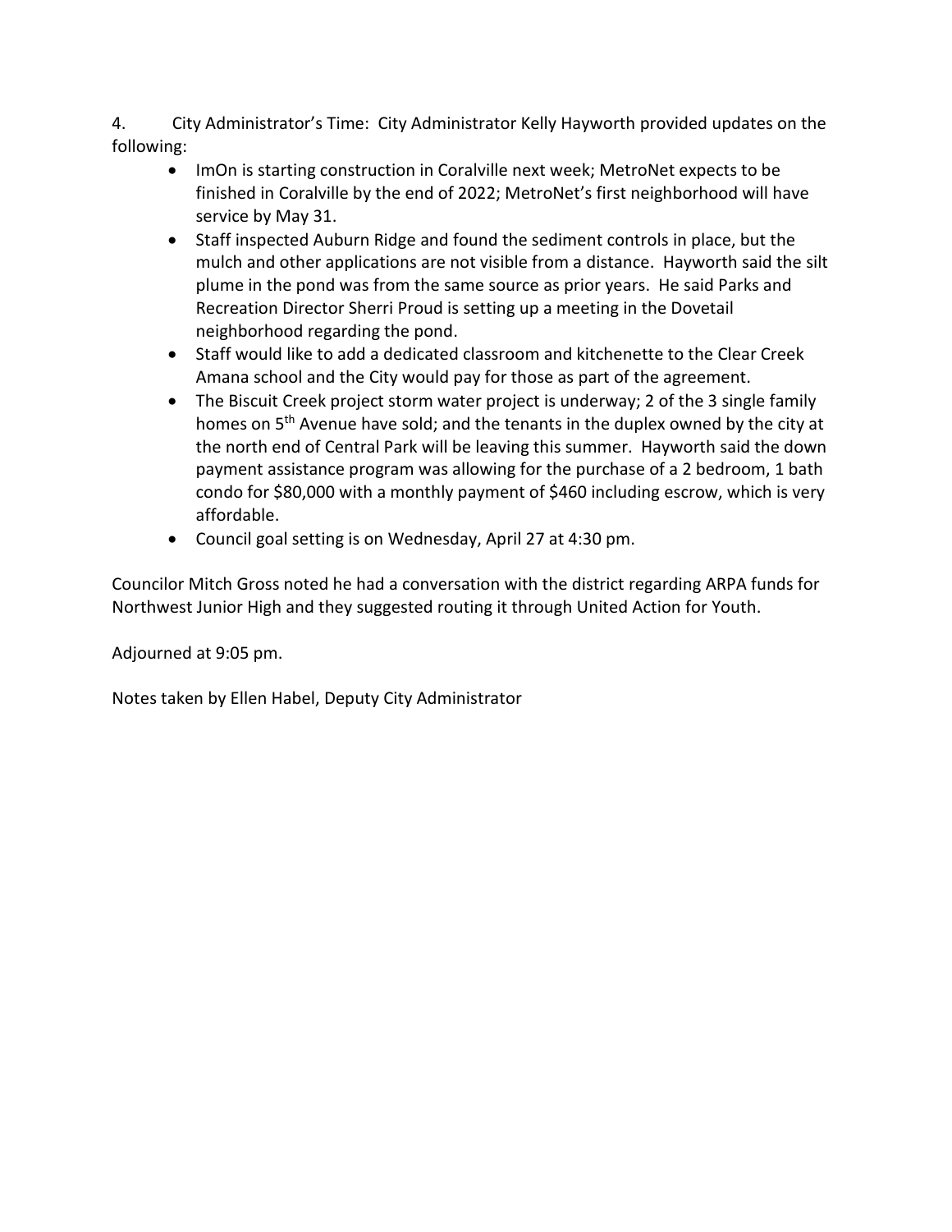4. City Administrator's Time: City Administrator Kelly Hayworth provided updates on the following:

- ImOn is starting construction in Coralville next week; MetroNet expects to be finished in Coralville by the end of 2022; MetroNet's first neighborhood will have service by May 31.
- Staff inspected Auburn Ridge and found the sediment controls in place, but the mulch and other applications are not visible from a distance. Hayworth said the silt plume in the pond was from the same source as prior years. He said Parks and Recreation Director Sherri Proud is setting up a meeting in the Dovetail neighborhood regarding the pond.
- Staff would like to add a dedicated classroom and kitchenette to the Clear Creek Amana school and the City would pay for those as part of the agreement.
- The Biscuit Creek project storm water project is underway; 2 of the 3 single family homes on 5th Avenue have sold; and the tenants in the duplex owned by the city at the north end of Central Park will be leaving this summer. Hayworth said the down payment assistance program was allowing for the purchase of a 2 bedroom, 1 bath condo for $80,000 with a monthly payment of $460 including escrow, which is very affordable.
- Council goal setting is on Wednesday, April 27 at 4:30 pm.

Councilor Mitch Gross noted he had a conversation with the district regarding ARPA funds for Northwest Junior High and they suggested routing it through United Action for Youth.

Adjourned at 9:05 pm.

Notes taken by Ellen Habel, Deputy City Administrator